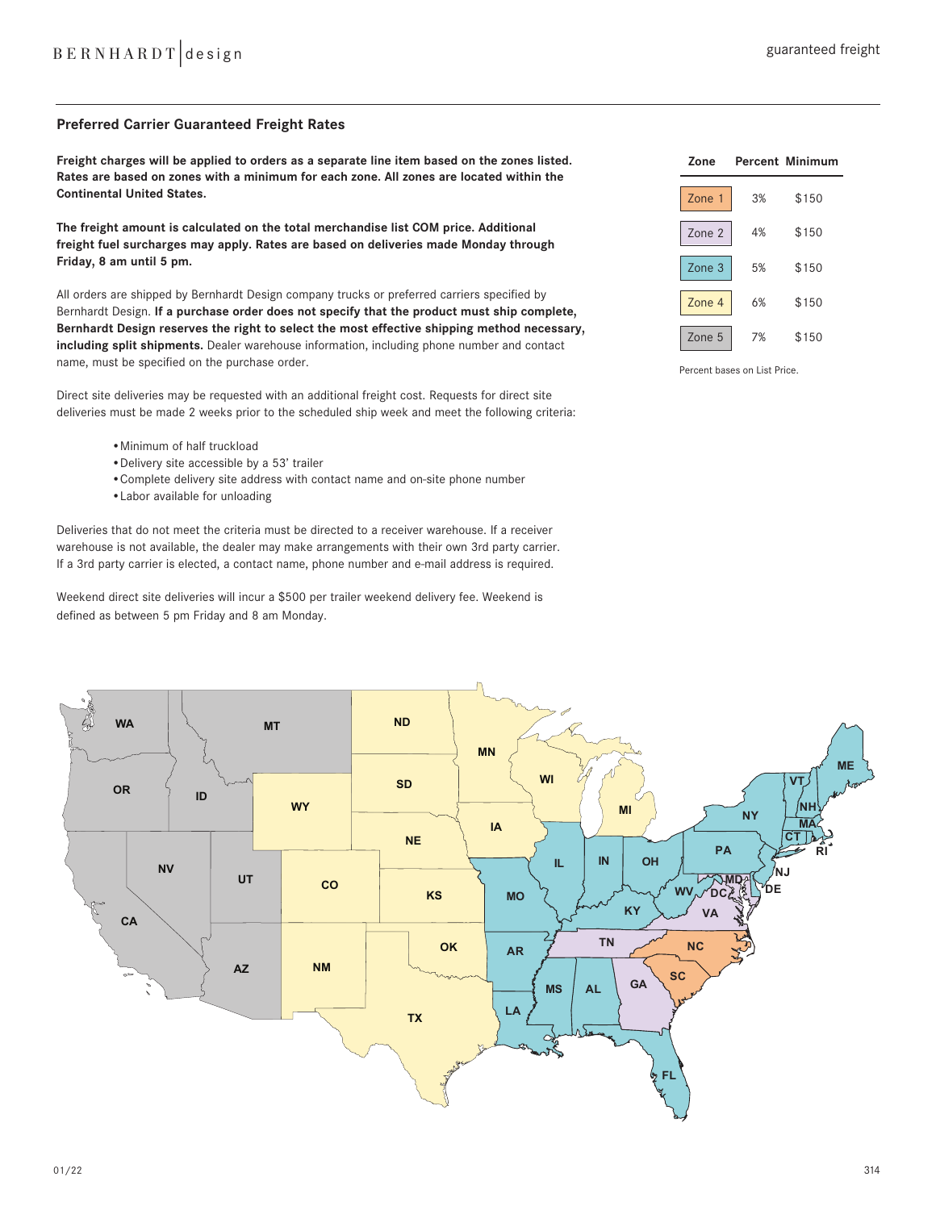## Preferred Carrier Guaranteed Freight Rates

**Freight charges will be applied to orders as a separate line item based on the zones listed. Rates are based on zones with a minimum for each zone. All zones are located within the Continental United States.**

**The freight amount is calculated on the total merchandise list COM price. Additional freight fuel surcharges may apply. Rates are based on deliveries made Monday through Friday, 8 am until 5 pm.**

All orders are shipped by Bernhardt Design company trucks or preferred carriers specified by Bernhardt Design. **If a purchase order does not specify that the product must ship complete, Bernhardt Design reserves the right to select the most effective shipping method necessary, including split shipments.** Dealer warehouse information, including phone number and contact name, must be specified on the purchase order.

Direct site deliveries may be requested with an additional freight cost. Requests for direct site deliveries must be made 2 weeks prior to the scheduled ship week and meet the following criteria:

- Minimum of half truckload
- Delivery site accessible by a 53' trailer
- Complete delivery site address with contact name and on-site phone number
- Labor available for unloading

Deliveries that do not meet the criteria must be directed to a receiver warehouse. If a receiver warehouse is not available, the dealer may make arrangements with their own 3rd party carrier. If a 3rd party carrier is elected, a contact name, phone number and e-mail address is required.

Weekend direct site deliveries will incur a $500 per trailer weekend delivery fee. Weekend is defined as between 5 pm Friday and 8 am Monday.

| Zone | Percent | Minimum |
|---|---|---|
| Zone 1 | 3% | $150 |
| Zone 2 | 4% | $150 |
| Zone 3 | 5% | $150 |
| Zone 4 | 6% | $150 |
| Zone 5 | 7% | $150 |

Percent bases on List Price.

WA MT ND MN OR ID SD WI WY MI IA NE NV UT CO IL IN OH KS MO CA OK AR TN NC AZ NM SC MS AL GA TX LA FL KY WV VA DC MD DE NJ PA NY CT RI MA NH VT ME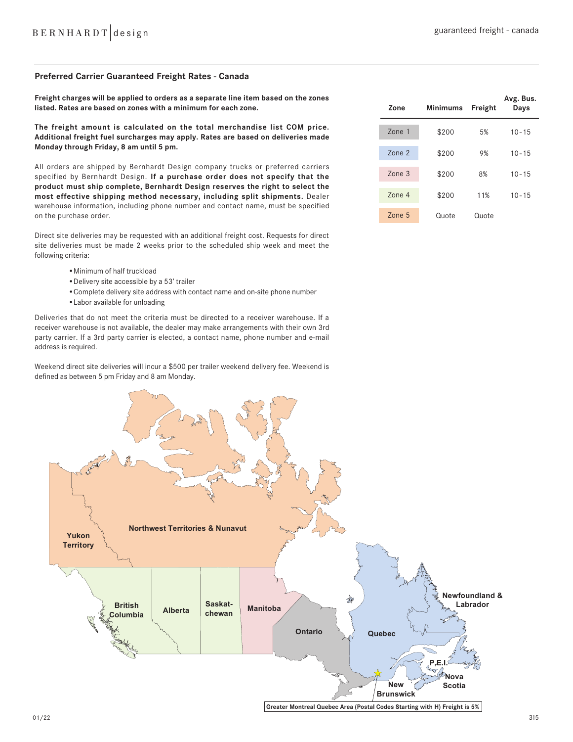## Preferred Carrier Guaranteed Freight Rates - Canada

**Freight charges will be applied to orders as a separate line item based on the zones listed. Rates are based on zones with a minimum for each zone.**

**The freight amount is calculated on the total merchandise list COM price. Additional freight fuel surcharges may apply. Rates are based on deliveries made Monday through Friday, 8 am until 5 pm.**

All orders are shipped by Bernhardt Design company trucks or preferred carriers specified by Bernhardt Design. **If a purchase order does not specify that the product must ship complete, Bernhardt Design reserves the right to select the most effective shipping method necessary, including split shipments.** Dealer warehouse information, including phone number and contact name, must be specified on the purchase order.

Direct site deliveries may be requested with an additional freight cost. Requests for direct site deliveries must be made 2 weeks prior to the scheduled ship week and meet the following criteria:

- Minimum of half truckload
- Delivery site accessible by a 53' trailer
- Complete delivery site address with contact name and on-site phone number
- Labor available for unloading

Deliveries that do not meet the criteria must be directed to a receiver warehouse. If a receiver warehouse is not available, the dealer may make arrangements with their own 3rd party carrier. If a 3rd party carrier is elected, a contact name, phone number and e-mail address is required.

Weekend direct site deliveries will incur a $500 per trailer weekend delivery fee. Weekend is defined as between 5 pm Friday and 8 am Monday.

| Zone | Minimums | Freight | Avg. Bus. Days |
|---|---|---|---|
| Zone 1 | $200 | 5% | 10 - 15 |
| Zone 2 | $200 | 9% | 10 - 15 |
| Zone 3 | $200 | 8% | 10 - 15 |
| Zone 4 | $200 | 11% | 10 - 15 |
| Zone 5 | Quote | Quote | |

Yukon Territory

Northwest Territories & Nunavut

British Columbia

Alberta

Saskatchewan

Manitoba

Ontario

Quebec

Newfoundland & Labrador

P.E.I.

Nova Scotia

New Brunswick

Greater Montreal Quebec Area (Postal Codes Starting with H) Freight is 5%

01/22